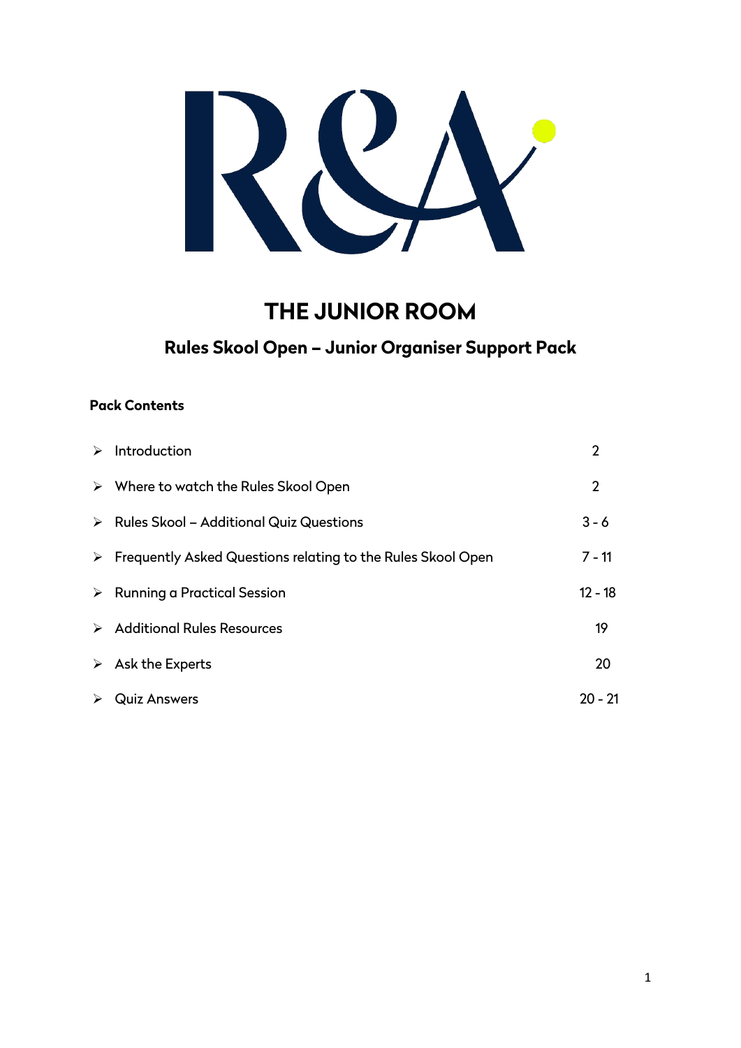# THE JUNIOR ROOM

## Rules Skool Open – Junior Organiser Support Pack

**Pack Contents**

| | |
|---|---|
| Introduction | 2 |
| Where to watch the Rules Skool Open | 2 |
| Rules Skool – Additional Quiz Questions | 3 - 6 |
| Frequently Asked Questions relating to the Rules Skool Open | 7 - 11 |
| Running a Practical Session | 12 - 18 |
| Additional Rules Resources | 19 |
| Ask the Experts | 20 |
| Quiz Answers | 20 - 21 |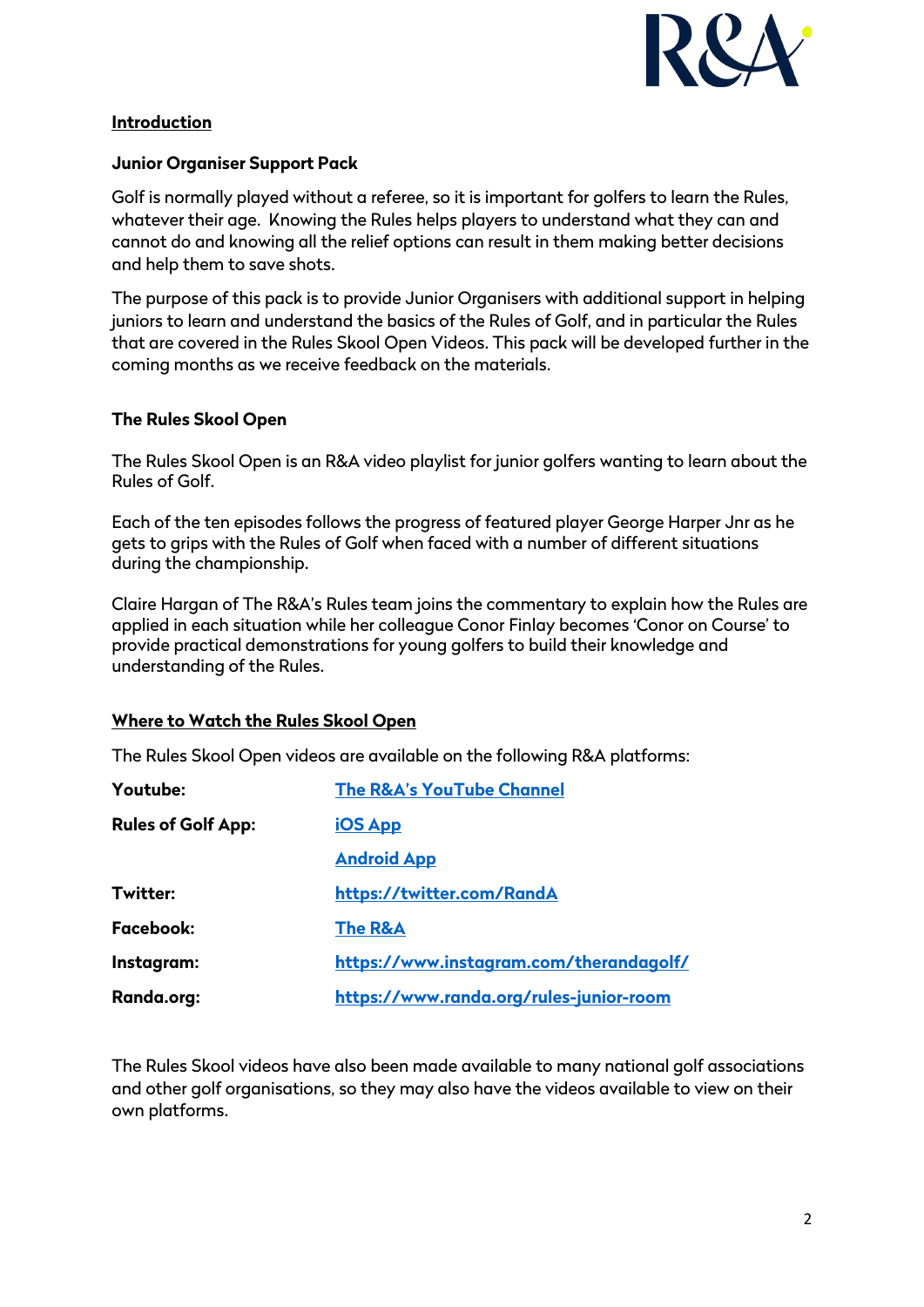## Introduction

### Junior Organiser Support Pack

Golf is normally played without a referee, so it is important for golfers to learn the Rules, whatever their age. Knowing the Rules helps players to understand what they can and cannot do and knowing all the relief options can result in them making better decisions and help them to save shots.

The purpose of this pack is to provide Junior Organisers with additional support in helping juniors to learn and understand the basics of the Rules of Golf, and in particular the Rules that are covered in the Rules Skool Open Videos. This pack will be developed further in the coming months as we receive feedback on the materials.

### The Rules Skool Open

The Rules Skool Open is an R&A video playlist for junior golfers wanting to learn about the Rules of Golf.

Each of the ten episodes follows the progress of featured player George Harper Jnr as he gets to grips with the Rules of Golf when faced with a number of different situations during the championship.

Claire Hargan of The R&A's Rules team joins the commentary to explain how the Rules are applied in each situation while her colleague Conor Finlay becomes 'Conor on Course' to provide practical demonstrations for young golfers to build their knowledge and understanding of the Rules.

## Where to Watch the Rules Skool Open

The Rules Skool Open videos are available on the following R&A platforms:

| | |
|---|---|
| **Youtube:** | The R&A's YouTube Channel |
| **Rules of Golf App:** | iOS App |
| | Android App |
| **Twitter:** | https://twitter.com/RandA |
| **Facebook:** | The R&A |
| **Instagram:** | https://www.instagram.com/therandagolf/ |
| **Randa.org:** | https://www.randa.org/rules-junior-room |

The Rules Skool videos have also been made available to many national golf associations and other golf organisations, so they may also have the videos available to view on their own platforms.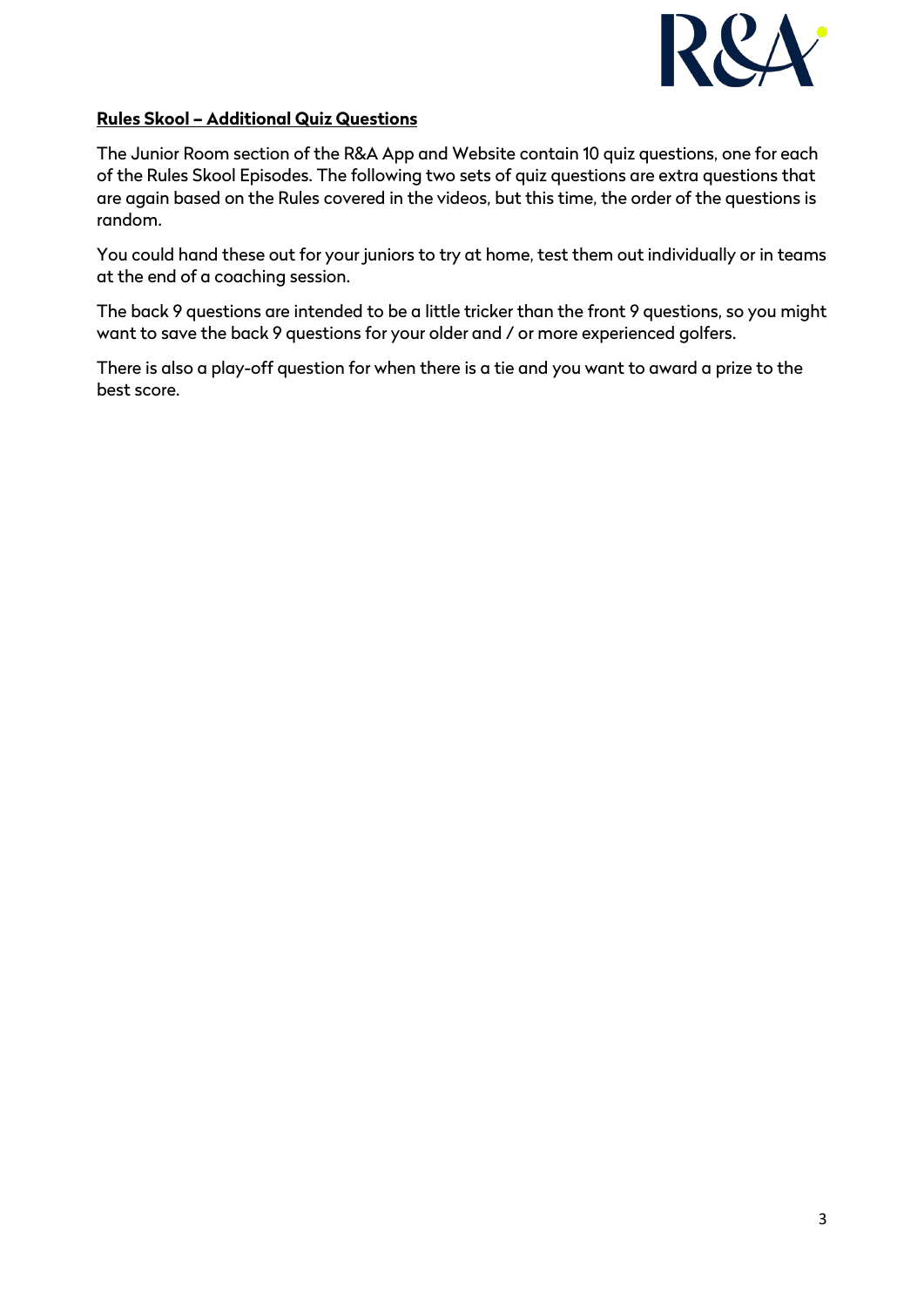## **Rules Skool – Additional Quiz Questions**

The Junior Room section of the R&A App and Website contain 10 quiz questions, one for each of the Rules Skool Episodes. The following two sets of quiz questions are extra questions that are again based on the Rules covered in the videos, but this time, the order of the questions is random.

You could hand these out for your juniors to try at home, test them out individually or in teams at the end of a coaching session.

The back 9 questions are intended to be a little tricker than the front 9 questions, so you might want to save the back 9 questions for your older and / or more experienced golfers.

There is also a play-off question for when there is a tie and you want to award a prize to the best score.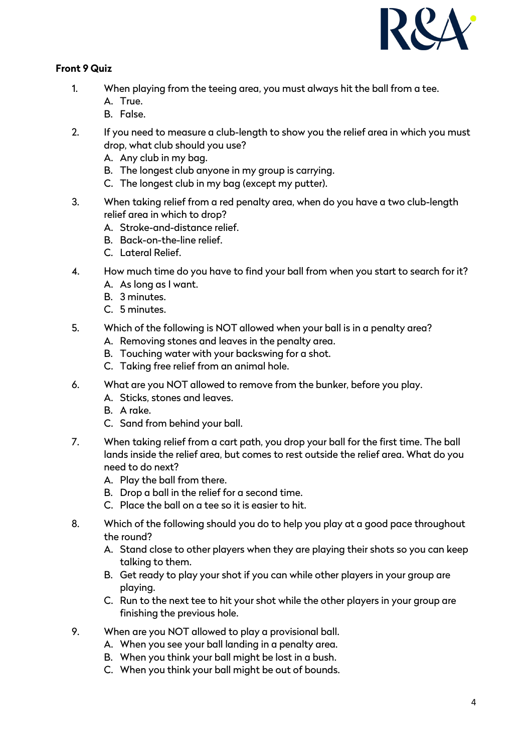**Front 9 Quiz**

1. When playing from the teeing area, you must always hit the ball from a tee.
   A. True.
   B. False.

2. If you need to measure a club-length to show you the relief area in which you must drop, what club should you use?
   A. Any club in my bag.
   B. The longest club anyone in my group is carrying.
   C. The longest club in my bag (except my putter).

3. When taking relief from a red penalty area, when do you have a two club-length relief area in which to drop?
   A. Stroke-and-distance relief.
   B. Back-on-the-line relief.
   C. Lateral Relief.

4. How much time do you have to find your ball from when you start to search for it?
   A. As long as I want.
   B. 3 minutes.
   C. 5 minutes.

5. Which of the following is NOT allowed when your ball is in a penalty area?
   A. Removing stones and leaves in the penalty area.
   B. Touching water with your backswing for a shot.
   C. Taking free relief from an animal hole.

6. What are you NOT allowed to remove from the bunker, before you play.
   A. Sticks, stones and leaves.
   B. A rake.
   C. Sand from behind your ball.

7. When taking relief from a cart path, you drop your ball for the first time. The ball lands inside the relief area, but comes to rest outside the relief area. What do you need to do next?
   A. Play the ball from there.
   B. Drop a ball in the relief for a second time.
   C. Place the ball on a tee so it is easier to hit.

8. Which of the following should you do to help you play at a good pace throughout the round?
   A. Stand close to other players when they are playing their shots so you can keep talking to them.
   B. Get ready to play your shot if you can while other players in your group are playing.
   C. Run to the next tee to hit your shot while the other players in your group are finishing the previous hole.

9. When are you NOT allowed to play a provisional ball.
   A. When you see your ball landing in a penalty area.
   B. When you think your ball might be lost in a bush.
   C. When you think your ball might be out of bounds.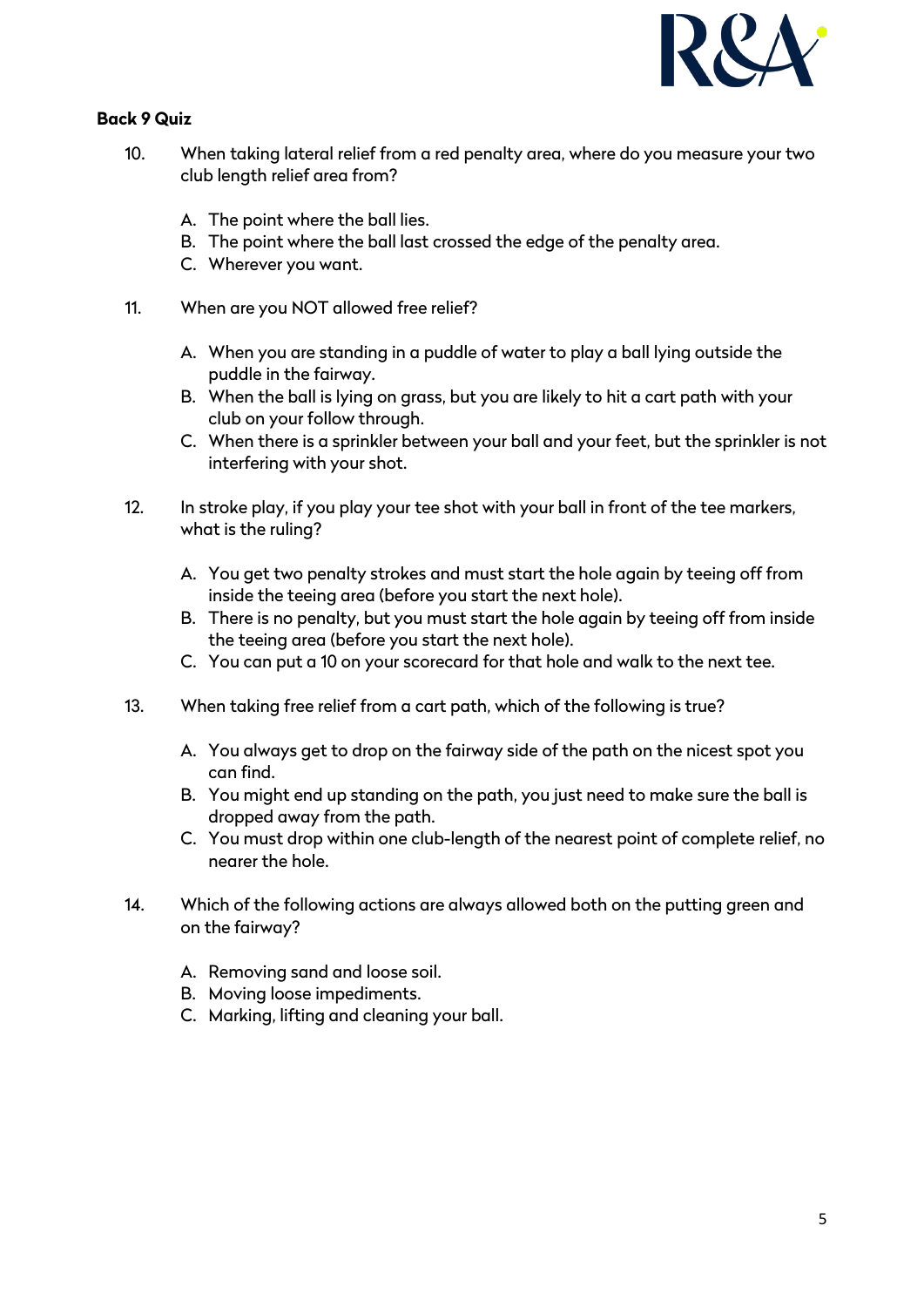**Back 9 Quiz**

10. When taking lateral relief from a red penalty area, where do you measure your two club length relief area from?

    A. The point where the ball lies.
    B. The point where the ball last crossed the edge of the penalty area.
    C. Wherever you want.

11. When are you NOT allowed free relief?

    A. When you are standing in a puddle of water to play a ball lying outside the puddle in the fairway.
    B. When the ball is lying on grass, but you are likely to hit a cart path with your club on your follow through.
    C. When there is a sprinkler between your ball and your feet, but the sprinkler is not interfering with your shot.

12. In stroke play, if you play your tee shot with your ball in front of the tee markers, what is the ruling?

    A. You get two penalty strokes and must start the hole again by teeing off from inside the teeing area (before you start the next hole).
    B. There is no penalty, but you must start the hole again by teeing off from inside the teeing area (before you start the next hole).
    C. You can put a 10 on your scorecard for that hole and walk to the next tee.

13. When taking free relief from a cart path, which of the following is true?

    A. You always get to drop on the fairway side of the path on the nicest spot you can find.
    B. You might end up standing on the path, you just need to make sure the ball is dropped away from the path.
    C. You must drop within one club-length of the nearest point of complete relief, no nearer the hole.

14. Which of the following actions are always allowed both on the putting green and on the fairway?

    A. Removing sand and loose soil.
    B. Moving loose impediments.
    C. Marking, lifting and cleaning your ball.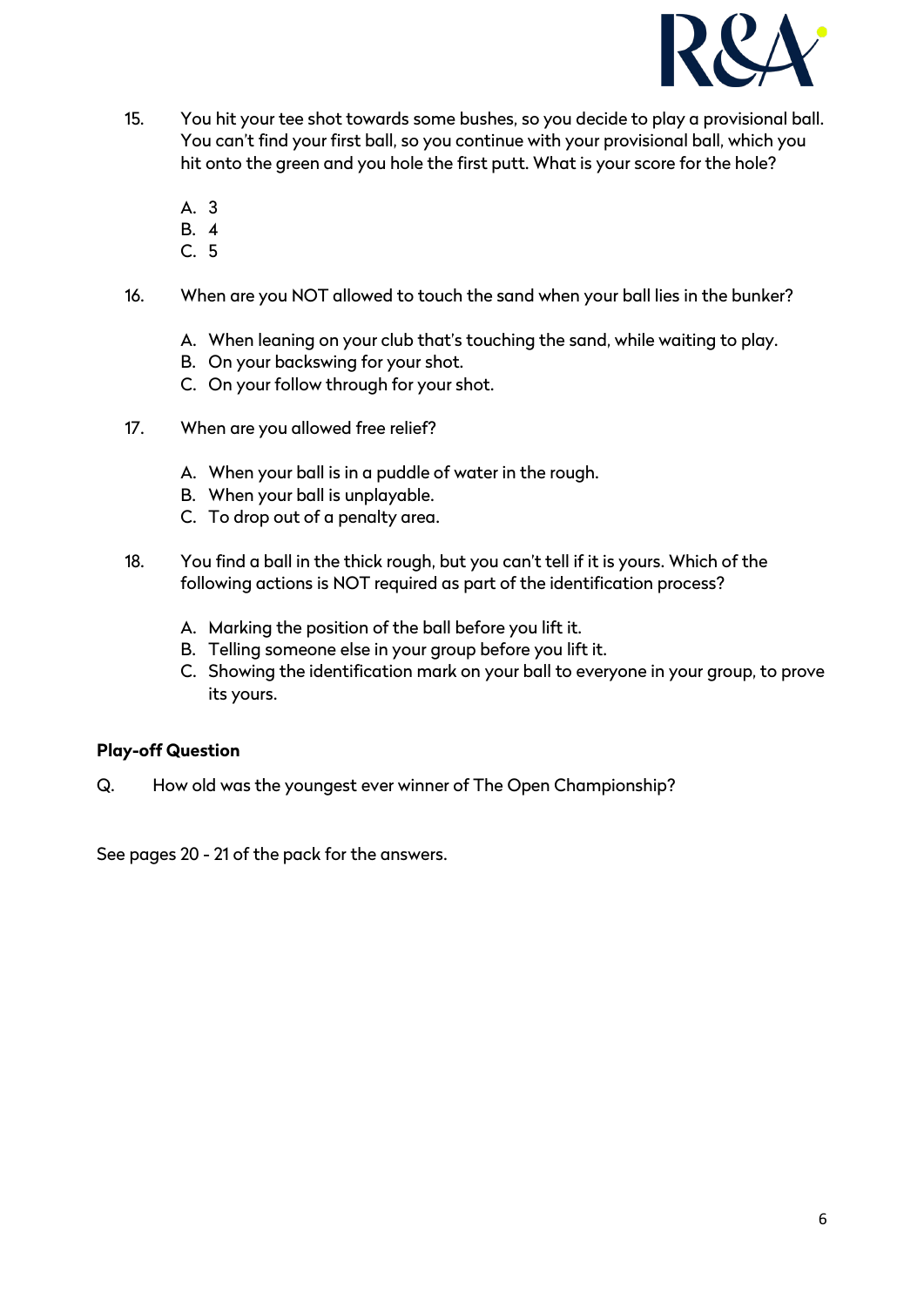15. You hit your tee shot towards some bushes, so you decide to play a provisional ball. You can't find your first ball, so you continue with your provisional ball, which you hit onto the green and you hole the first putt. What is your score for the hole?

    A. 3
    B. 4
    C. 5

16. When are you NOT allowed to touch the sand when your ball lies in the bunker?

    A. When leaning on your club that's touching the sand, while waiting to play.
    B. On your backswing for your shot.
    C. On your follow through for your shot.

17. When are you allowed free relief?

    A. When your ball is in a puddle of water in the rough.
    B. When your ball is unplayable.
    C. To drop out of a penalty area.

18. You find a ball in the thick rough, but you can't tell if it is yours. Which of the following actions is NOT required as part of the identification process?

    A. Marking the position of the ball before you lift it.
    B. Telling someone else in your group before you lift it.
    C. Showing the identification mark on your ball to everyone in your group, to prove its yours.

**Play-off Question**

Q. How old was the youngest ever winner of The Open Championship?

See pages 20 - 21 of the pack for the answers.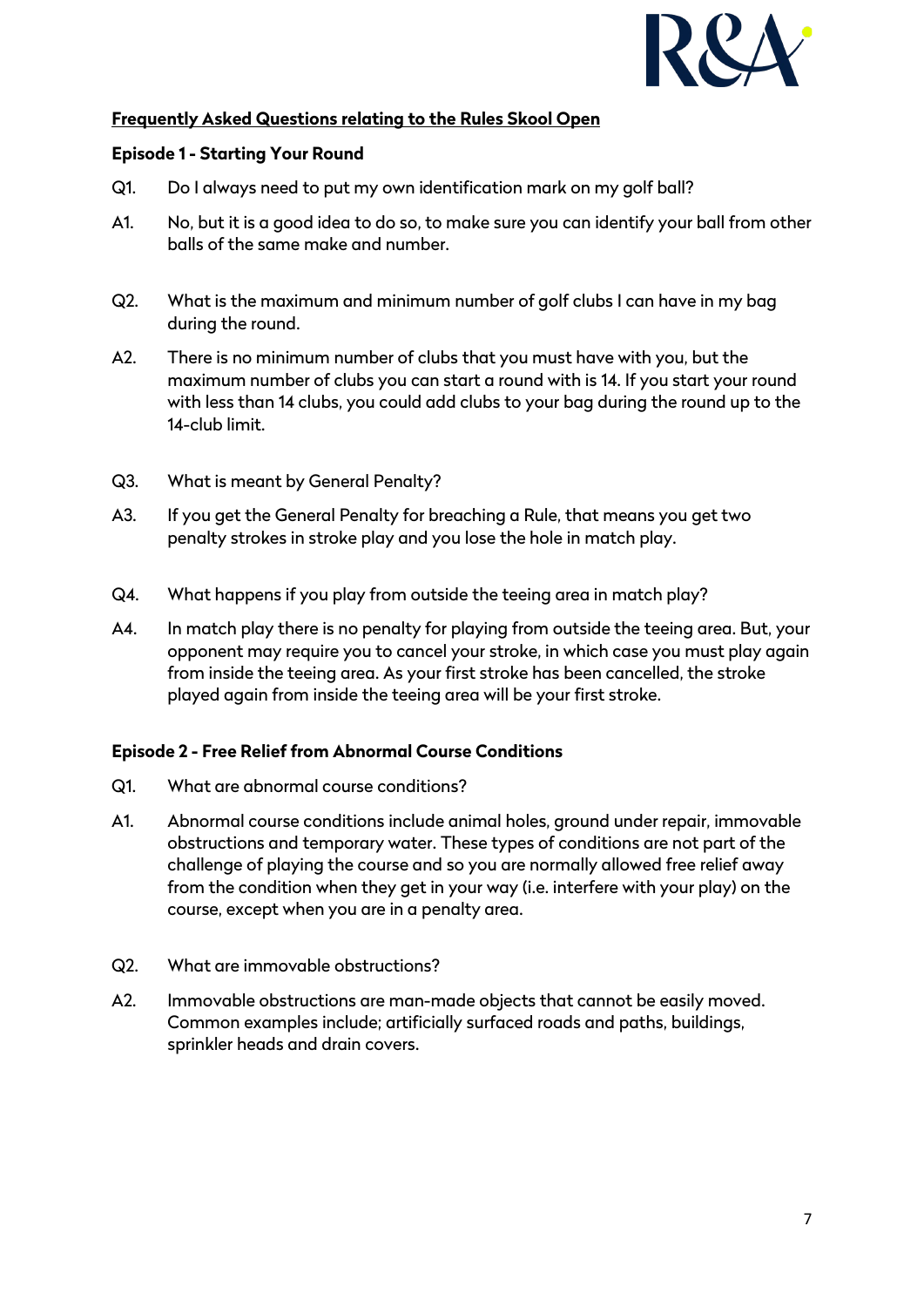## Frequently Asked Questions relating to the Rules Skool Open

### Episode 1 - Starting Your Round

Q1. Do I always need to put my own identification mark on my golf ball?

A1. No, but it is a good idea to do so, to make sure you can identify your ball from other balls of the same make and number.

Q2. What is the maximum and minimum number of golf clubs I can have in my bag during the round.

A2. There is no minimum number of clubs that you must have with you, but the maximum number of clubs you can start a round with is 14. If you start your round with less than 14 clubs, you could add clubs to your bag during the round up to the 14-club limit.

Q3. What is meant by General Penalty?

A3. If you get the General Penalty for breaching a Rule, that means you get two penalty strokes in stroke play and you lose the hole in match play.

Q4. What happens if you play from outside the teeing area in match play?

A4. In match play there is no penalty for playing from outside the teeing area. But, your opponent may require you to cancel your stroke, in which case you must play again from inside the teeing area. As your first stroke has been cancelled, the stroke played again from inside the teeing area will be your first stroke.

### Episode 2 - Free Relief from Abnormal Course Conditions

Q1. What are abnormal course conditions?

A1. Abnormal course conditions include animal holes, ground under repair, immovable obstructions and temporary water. These types of conditions are not part of the challenge of playing the course and so you are normally allowed free relief away from the condition when they get in your way (i.e. interfere with your play) on the course, except when you are in a penalty area.

Q2. What are immovable obstructions?

A2. Immovable obstructions are man-made objects that cannot be easily moved. Common examples include; artificially surfaced roads and paths, buildings, sprinkler heads and drain covers.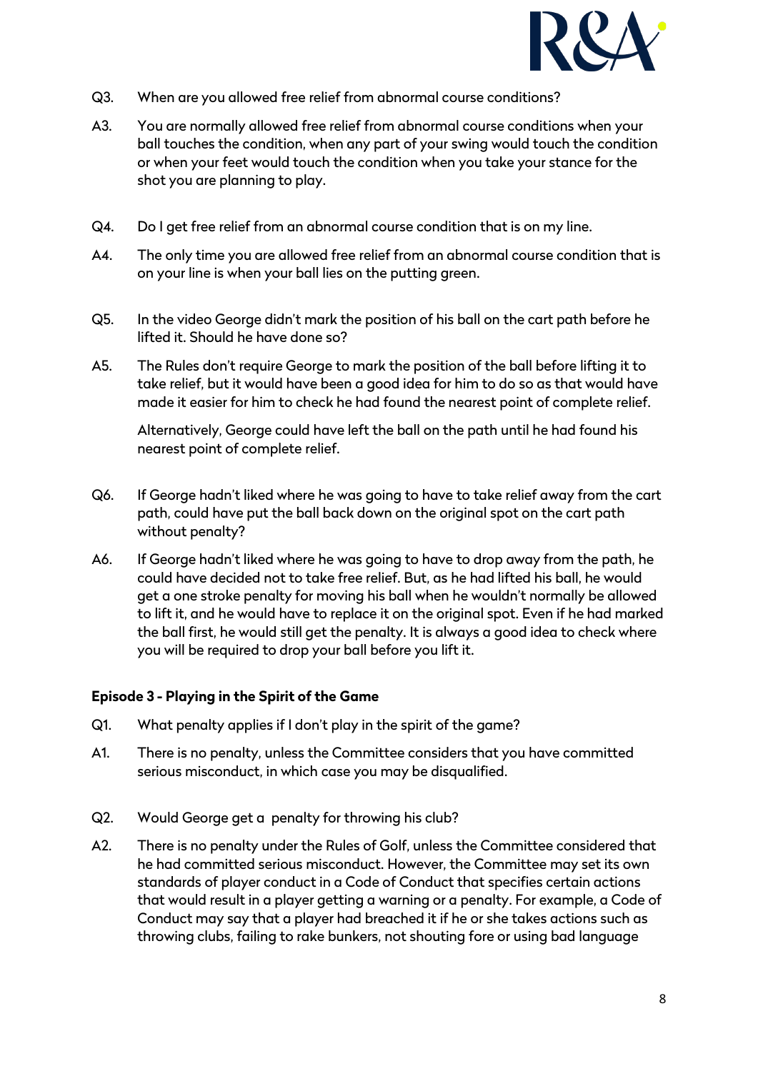Q3. When are you allowed free relief from abnormal course conditions?

A3. You are normally allowed free relief from abnormal course conditions when your ball touches the condition, when any part of your swing would touch the condition or when your feet would touch the condition when you take your stance for the shot you are planning to play.

Q4. Do I get free relief from an abnormal course condition that is on my line.

A4. The only time you are allowed free relief from an abnormal course condition that is on your line is when your ball lies on the putting green.

Q5. In the video George didn't mark the position of his ball on the cart path before he lifted it. Should he have done so?

A5. The Rules don't require George to mark the position of the ball before lifting it to take relief, but it would have been a good idea for him to do so as that would have made it easier for him to check he had found the nearest point of complete relief.

Alternatively, George could have left the ball on the path until he had found his nearest point of complete relief.

Q6. If George hadn't liked where he was going to have to take relief away from the cart path, could have put the ball back down on the original spot on the cart path without penalty?

A6. If George hadn't liked where he was going to have to drop away from the path, he could have decided not to take free relief. But, as he had lifted his ball, he would get a one stroke penalty for moving his ball when he wouldn't normally be allowed to lift it, and he would have to replace it on the original spot. Even if he had marked the ball first, he would still get the penalty. It is always a good idea to check where you will be required to drop your ball before you lift it.

**Episode 3 - Playing in the Spirit of the Game**

Q1. What penalty applies if I don't play in the spirit of the game?

A1. There is no penalty, unless the Committee considers that you have committed serious misconduct, in which case you may be disqualified.

Q2. Would George get a penalty for throwing his club?

A2. There is no penalty under the Rules of Golf, unless the Committee considered that he had committed serious misconduct. However, the Committee may set its own standards of player conduct in a Code of Conduct that specifies certain actions that would result in a player getting a warning or a penalty. For example, a Code of Conduct may say that a player had breached it if he or she takes actions such as throwing clubs, failing to rake bunkers, not shouting fore or using bad language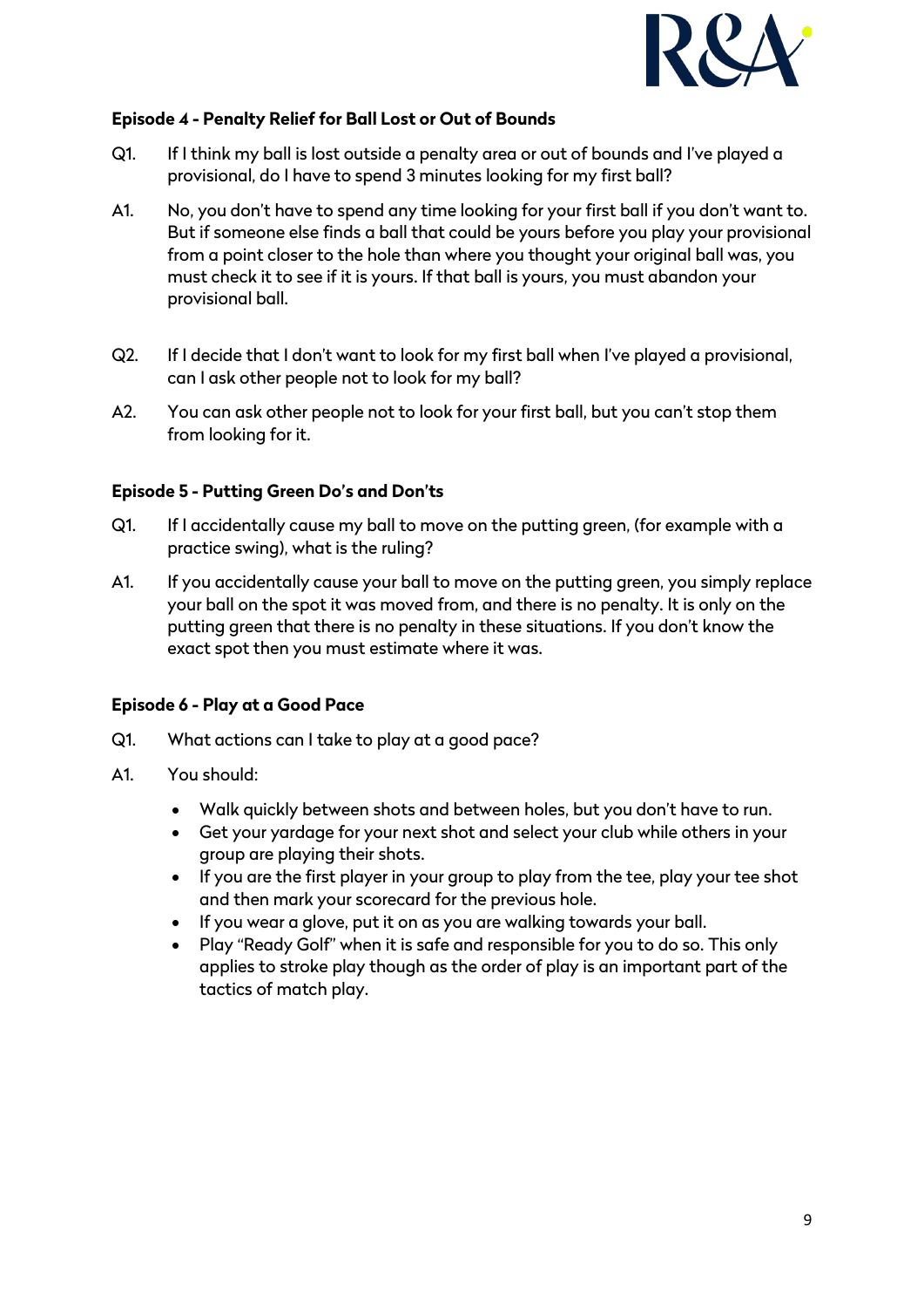### Episode 4 - Penalty Relief for Ball Lost or Out of Bounds

Q1. If I think my ball is lost outside a penalty area or out of bounds and I've played a provisional, do I have to spend 3 minutes looking for my first ball?

A1. No, you don't have to spend any time looking for your first ball if you don't want to. But if someone else finds a ball that could be yours before you play your provisional from a point closer to the hole than where you thought your original ball was, you must check it to see if it is yours. If that ball is yours, you must abandon your provisional ball.

Q2. If I decide that I don't want to look for my first ball when I've played a provisional, can I ask other people not to look for my ball?

A2. You can ask other people not to look for your first ball, but you can't stop them from looking for it.

### Episode 5 - Putting Green Do's and Don'ts

Q1. If I accidentally cause my ball to move on the putting green, (for example with a practice swing), what is the ruling?

A1. If you accidentally cause your ball to move on the putting green, you simply replace your ball on the spot it was moved from, and there is no penalty. It is only on the putting green that there is no penalty in these situations. If you don't know the exact spot then you must estimate where it was.

### Episode 6 - Play at a Good Pace

Q1. What actions can I take to play at a good pace?

A1. You should:

- Walk quickly between shots and between holes, but you don't have to run.
- Get your yardage for your next shot and select your club while others in your group are playing their shots.
- If you are the first player in your group to play from the tee, play your tee shot and then mark your scorecard for the previous hole.
- If you wear a glove, put it on as you are walking towards your ball.
- Play "Ready Golf" when it is safe and responsible for you to do so. This only applies to stroke play though as the order of play is an important part of the tactics of match play.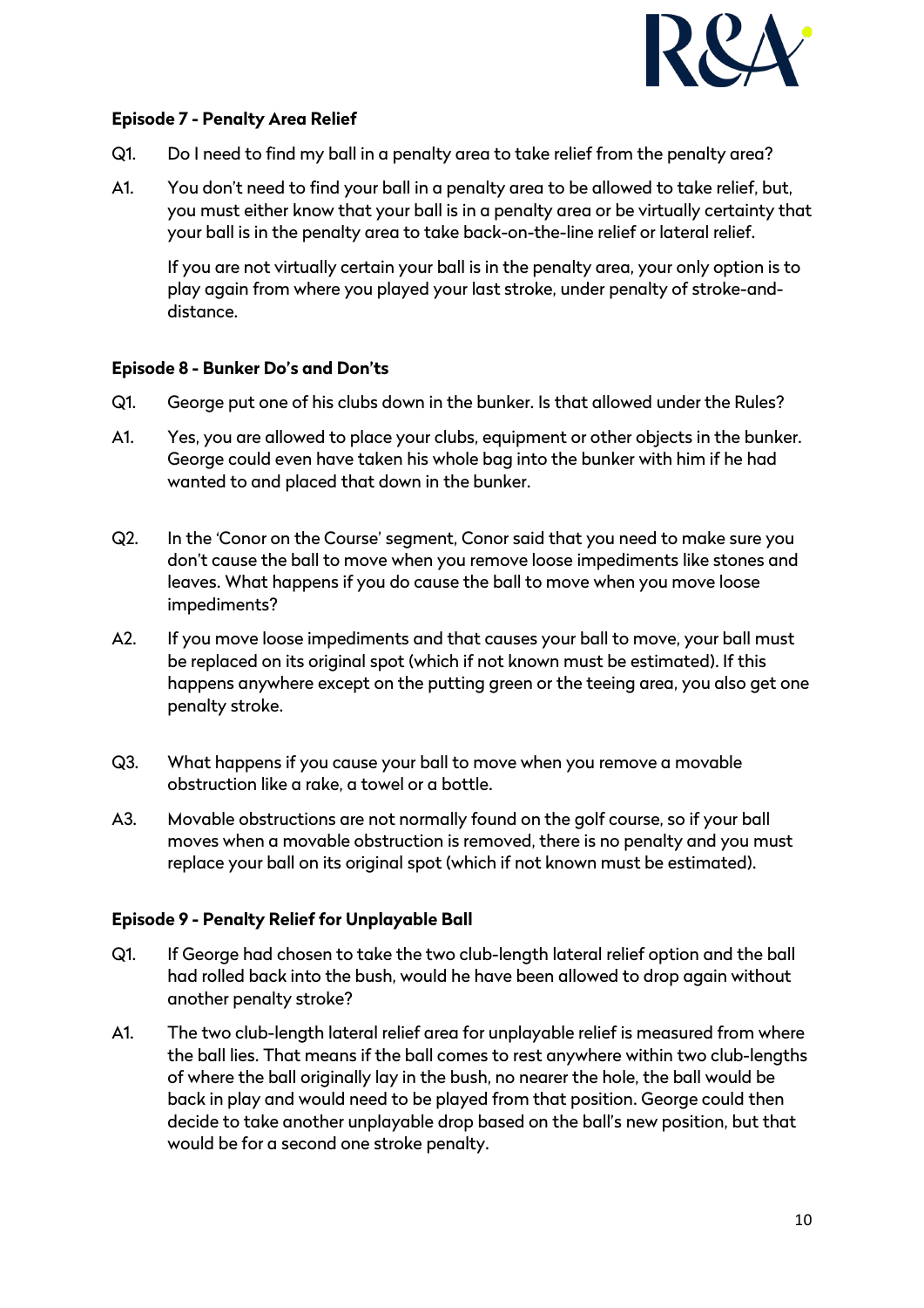**Episode 7 - Penalty Area Relief**

Q1. Do I need to find my ball in a penalty area to take relief from the penalty area?

A1. You don't need to find your ball in a penalty area to be allowed to take relief, but, you must either know that your ball is in a penalty area or be virtually certainty that your ball is in the penalty area to take back-on-the-line relief or lateral relief.

If you are not virtually certain your ball is in the penalty area, your only option is to play again from where you played your last stroke, under penalty of stroke-and-distance.

**Episode 8 - Bunker Do's and Don'ts**

Q1. George put one of his clubs down in the bunker. Is that allowed under the Rules?

A1. Yes, you are allowed to place your clubs, equipment or other objects in the bunker. George could even have taken his whole bag into the bunker with him if he had wanted to and placed that down in the bunker.

Q2. In the 'Conor on the Course' segment, Conor said that you need to make sure you don't cause the ball to move when you remove loose impediments like stones and leaves. What happens if you do cause the ball to move when you move loose impediments?

A2. If you move loose impediments and that causes your ball to move, your ball must be replaced on its original spot (which if not known must be estimated). If this happens anywhere except on the putting green or the teeing area, you also get one penalty stroke.

Q3. What happens if you cause your ball to move when you remove a movable obstruction like a rake, a towel or a bottle.

A3. Movable obstructions are not normally found on the golf course, so if your ball moves when a movable obstruction is removed, there is no penalty and you must replace your ball on its original spot (which if not known must be estimated).

**Episode 9 - Penalty Relief for Unplayable Ball**

Q1. If George had chosen to take the two club-length lateral relief option and the ball had rolled back into the bush, would he have been allowed to drop again without another penalty stroke?

A1. The two club-length lateral relief area for unplayable relief is measured from where the ball lies. That means if the ball comes to rest anywhere within two club-lengths of where the ball originally lay in the bush, no nearer the hole, the ball would be back in play and would need to be played from that position. George could then decide to take another unplayable drop based on the ball's new position, but that would be for a second one stroke penalty.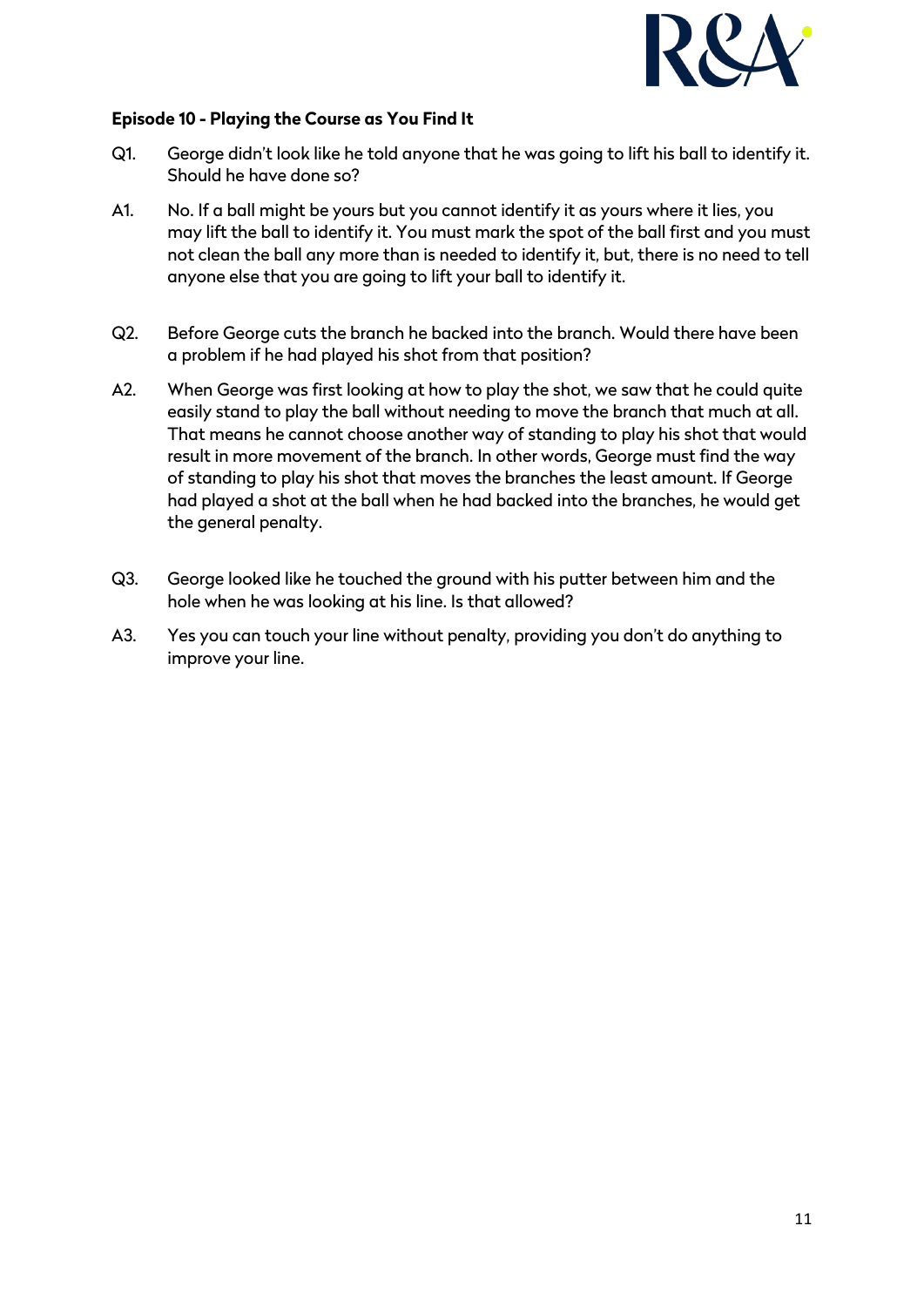**Episode 10 - Playing the Course as You Find It**

Q1. George didn't look like he told anyone that he was going to lift his ball to identify it. Should he have done so?

A1. No. If a ball might be yours but you cannot identify it as yours where it lies, you may lift the ball to identify it. You must mark the spot of the ball first and you must not clean the ball any more than is needed to identify it, but, there is no need to tell anyone else that you are going to lift your ball to identify it.

Q2. Before George cuts the branch he backed into the branch. Would there have been a problem if he had played his shot from that position?

A2. When George was first looking at how to play the shot, we saw that he could quite easily stand to play the ball without needing to move the branch that much at all. That means he cannot choose another way of standing to play his shot that would result in more movement of the branch. In other words, George must find the way of standing to play his shot that moves the branches the least amount. If George had played a shot at the ball when he had backed into the branches, he would get the general penalty.

Q3. George looked like he touched the ground with his putter between him and the hole when he was looking at his line. Is that allowed?

A3. Yes you can touch your line without penalty, providing you don't do anything to improve your line.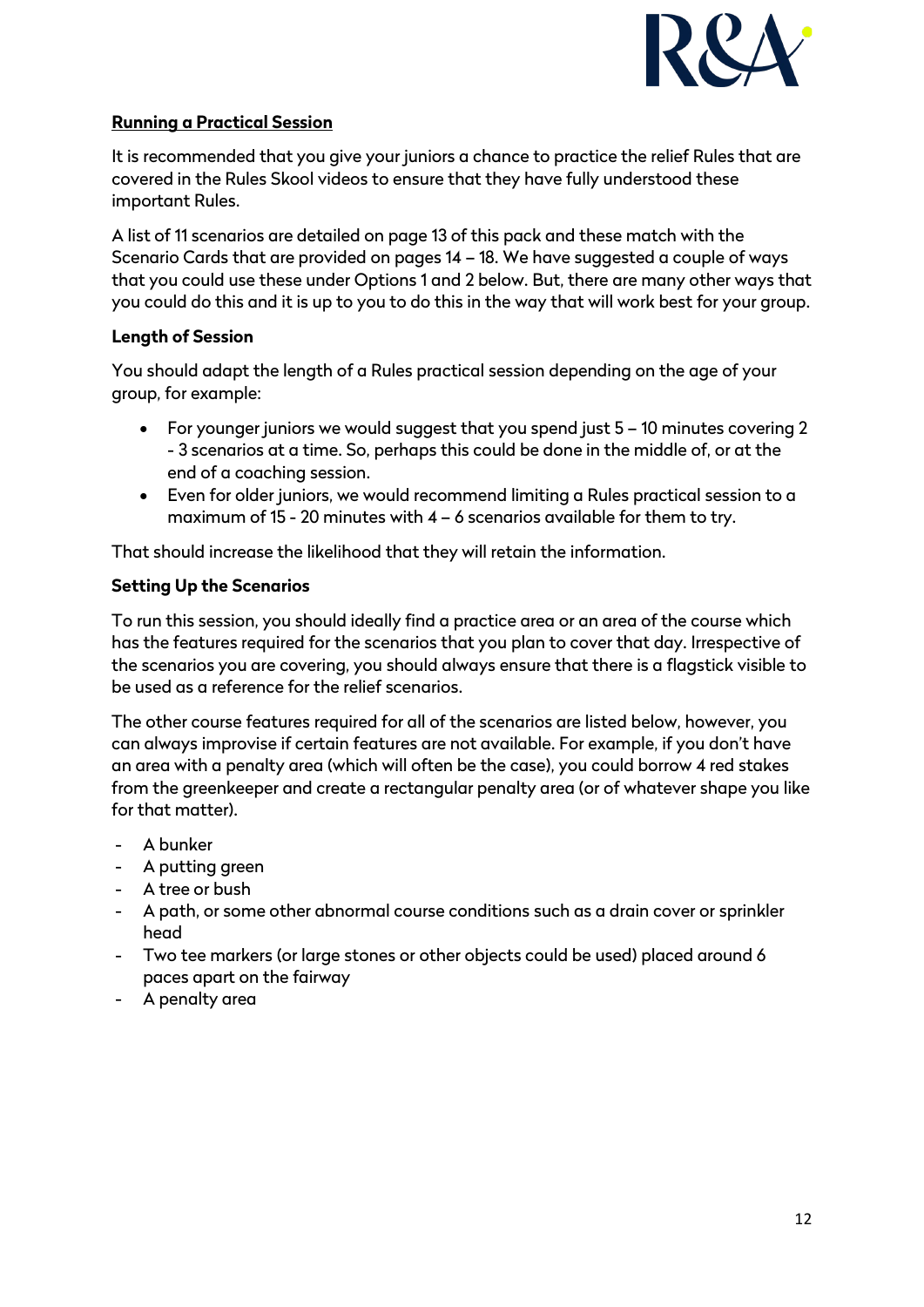## Running a Practical Session

It is recommended that you give your juniors a chance to practice the relief Rules that are covered in the Rules Skool videos to ensure that they have fully understood these important Rules.

A list of 11 scenarios are detailed on page 13 of this pack and these match with the Scenario Cards that are provided on pages 14 – 18. We have suggested a couple of ways that you could use these under Options 1 and 2 below. But, there are many other ways that you could do this and it is up to you to do this in the way that will work best for your group.

### Length of Session

You should adapt the length of a Rules practical session depending on the age of your group, for example:

- For younger juniors we would suggest that you spend just 5 – 10 minutes covering 2 - 3 scenarios at a time. So, perhaps this could be done in the middle of, or at the end of a coaching session.
- Even for older juniors, we would recommend limiting a Rules practical session to a maximum of 15 - 20 minutes with 4 – 6 scenarios available for them to try.

That should increase the likelihood that they will retain the information.

### Setting Up the Scenarios

To run this session, you should ideally find a practice area or an area of the course which has the features required for the scenarios that you plan to cover that day. Irrespective of the scenarios you are covering, you should always ensure that there is a flagstick visible to be used as a reference for the relief scenarios.

The other course features required for all of the scenarios are listed below, however, you can always improvise if certain features are not available. For example, if you don't have an area with a penalty area (which will often be the case), you could borrow 4 red stakes from the greenkeeper and create a rectangular penalty area (or of whatever shape you like for that matter).

- A bunker
- A putting green
- A tree or bush
- A path, or some other abnormal course conditions such as a drain cover or sprinkler head
- Two tee markers (or large stones or other objects could be used) placed around 6 paces apart on the fairway
- A penalty area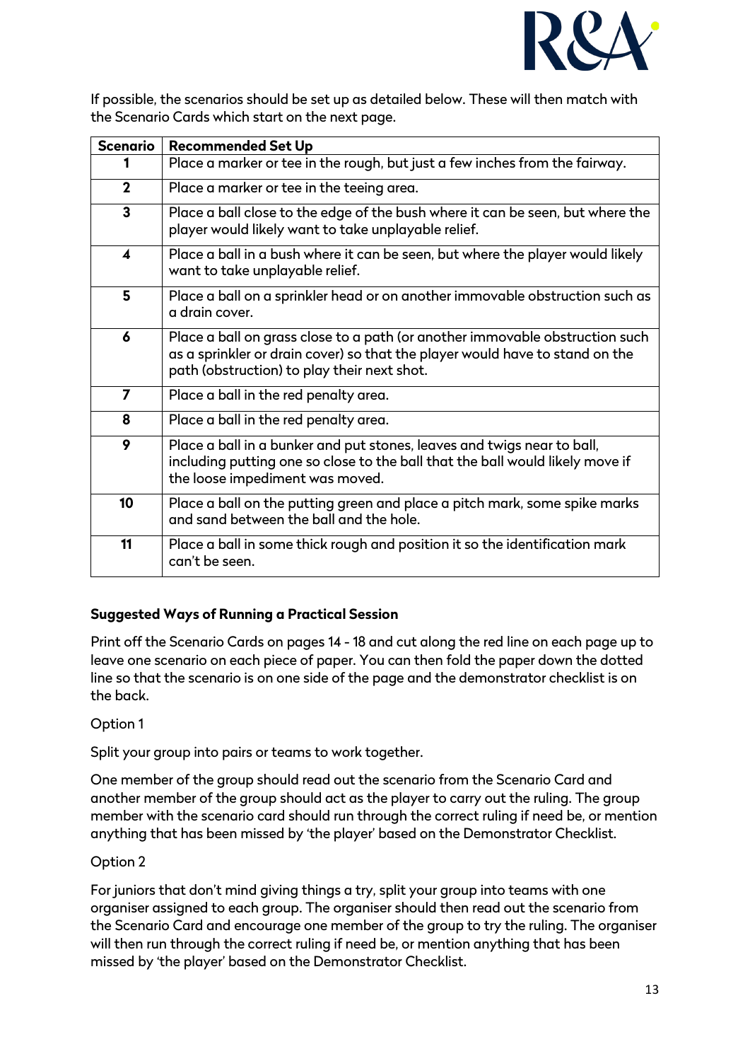If possible, the scenarios should be set up as detailed below. These will then match with the Scenario Cards which start on the next page.

| Scenario | Recommended Set Up |
|---|---|
| 1 | Place a marker or tee in the rough, but just a few inches from the fairway. |
| 2 | Place a marker or tee in the teeing area. |
| 3 | Place a ball close to the edge of the bush where it can be seen, but where the player would likely want to take unplayable relief. |
| 4 | Place a ball in a bush where it can be seen, but where the player would likely want to take unplayable relief. |
| 5 | Place a ball on a sprinkler head or on another immovable obstruction such as a drain cover. |
| 6 | Place a ball on grass close to a path (or another immovable obstruction such as a sprinkler or drain cover) so that the player would have to stand on the path (obstruction) to play their next shot. |
| 7 | Place a ball in the red penalty area. |
| 8 | Place a ball in the red penalty area. |
| 9 | Place a ball in a bunker and put stones, leaves and twigs near to ball, including putting one so close to the ball that the ball would likely move if the loose impediment was moved. |
| 10 | Place a ball on the putting green and place a pitch mark, some spike marks and sand between the ball and the hole. |
| 11 | Place a ball in some thick rough and position it so the identification mark can't be seen. |

**Suggested Ways of Running a Practical Session**

Print off the Scenario Cards on pages 14 - 18 and cut along the red line on each page up to leave one scenario on each piece of paper. You can then fold the paper down the dotted line so that the scenario is on one side of the page and the demonstrator checklist is on the back.

Option 1

Split your group into pairs or teams to work together.

One member of the group should read out the scenario from the Scenario Card and another member of the group should act as the player to carry out the ruling. The group member with the scenario card should run through the correct ruling if need be, or mention anything that has been missed by 'the player' based on the Demonstrator Checklist.

Option 2

For juniors that don't mind giving things a try, split your group into teams with one organiser assigned to each group. The organiser should then read out the scenario from the Scenario Card and encourage one member of the group to try the ruling. The organiser will then run through the correct ruling if need be, or mention anything that has been missed by 'the player' based on the Demonstrator Checklist.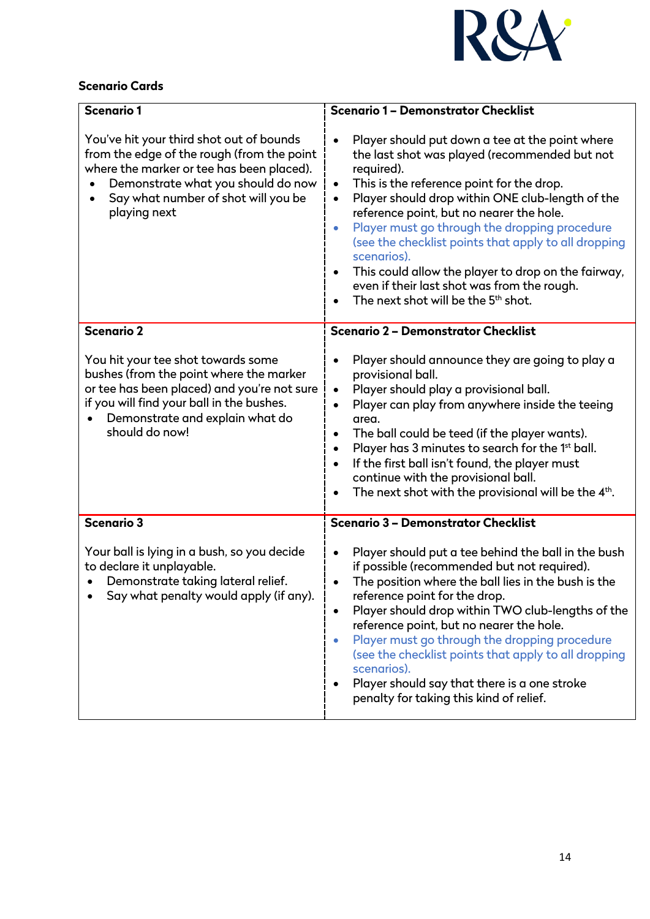**Scenario Cards**

| Scenario 1 | Scenario 1 – Demonstrator Checklist |
|---|---|
| You've hit your third shot out of bounds from the edge of the rough (from the point where the marker or tee has been placed).<br>• Demonstrate what you should do now<br>• Say what number of shot will you be playing next | • Player should put down a tee at the point where the last shot was played (recommended but not required).<br>• This is the reference point for the drop.<br>• Player should drop within ONE club-length of the reference point, but no nearer the hole.<br>• Player must go through the dropping procedure (see the checklist points that apply to all dropping scenarios).<br>• This could allow the player to drop on the fairway, even if their last shot was from the rough.<br>• The next shot will be the 5th shot. |
| **Scenario 2** | **Scenario 2 – Demonstrator Checklist** |
| You hit your tee shot towards some bushes (from the point where the marker or tee has been placed) and you're not sure if you will find your ball in the bushes.<br>• Demonstrate and explain what do should do now! | • Player should announce they are going to play a provisional ball.<br>• Player should play a provisional ball.<br>• Player can play from anywhere inside the teeing area.<br>• The ball could be teed (if the player wants).<br>• Player has 3 minutes to search for the 1st ball.<br>• If the first ball isn't found, the player must continue with the provisional ball.<br>• The next shot with the provisional will be the 4th. |
| **Scenario 3** | **Scenario 3 – Demonstrator Checklist** |
| Your ball is lying in a bush, so you decide to declare it unplayable.<br>• Demonstrate taking lateral relief.<br>• Say what penalty would apply (if any). | • Player should put a tee behind the ball in the bush if possible (recommended but not required).<br>• The position where the ball lies in the bush is the reference point for the drop.<br>• Player should drop within TWO club-lengths of the reference point, but no nearer the hole.<br>• Player must go through the dropping procedure (see the checklist points that apply to all dropping scenarios).<br>• Player should say that there is a one stroke penalty for taking this kind of relief. |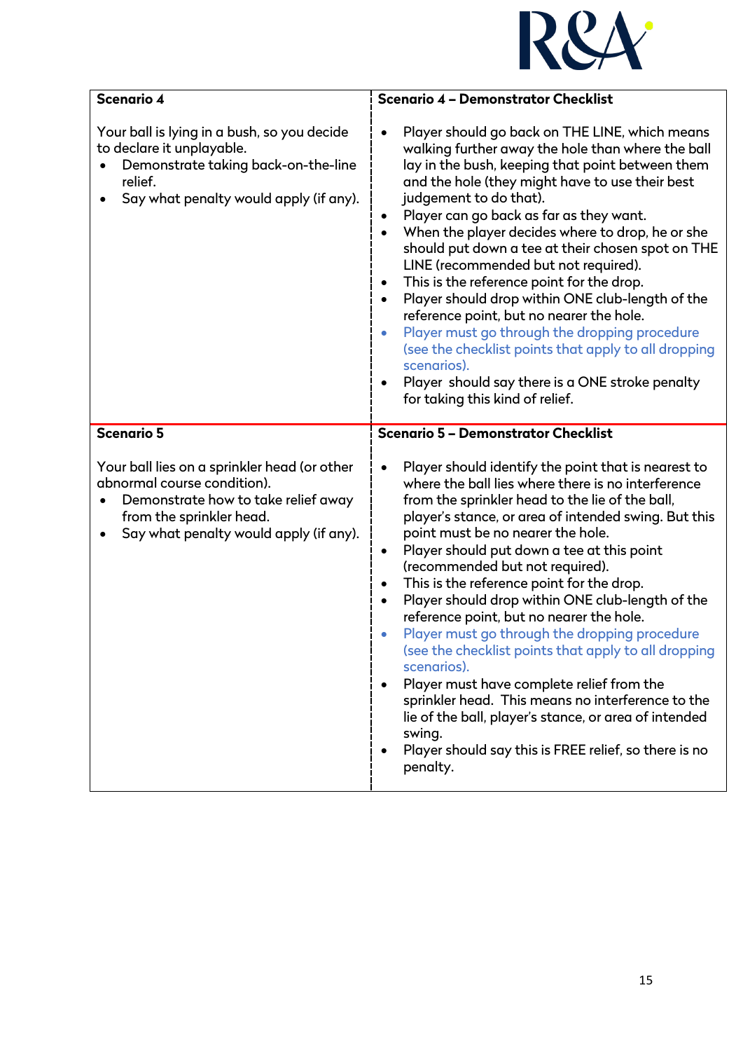| Scenario 4 | Scenario 4 – Demonstrator Checklist |
|---|---|
| Your ball is lying in a bush, so you decide to declare it unplayable.<br>• Demonstrate taking back-on-the-line relief.<br>• Say what penalty would apply (if any). | • Player should go back on THE LINE, which means walking further away the hole than where the ball lay in the bush, keeping that point between them and the hole (they might have to use their best judgement to do that).<br>• Player can go back as far as they want.<br>• When the player decides where to drop, he or she should put down a tee at their chosen spot on THE LINE (recommended but not required).<br>• This is the reference point for the drop.<br>• Player should drop within ONE club-length of the reference point, but no nearer the hole.<br>• Player must go through the dropping procedure (see the checklist points that apply to all dropping scenarios).<br>• Player should say there is a ONE stroke penalty for taking this kind of relief. |
| **Scenario 5** | **Scenario 5 – Demonstrator Checklist** |
| Your ball lies on a sprinkler head (or other abnormal course condition).<br>• Demonstrate how to take relief away from the sprinkler head.<br>• Say what penalty would apply (if any). | • Player should identify the point that is nearest to where the ball lies where there is no interference from the sprinkler head to the lie of the ball, player's stance, or area of intended swing. But this point must be no nearer the hole.<br>• Player should put down a tee at this point (recommended but not required).<br>• This is the reference point for the drop.<br>• Player should drop within ONE club-length of the reference point, but no nearer the hole.<br>• Player must go through the dropping procedure (see the checklist points that apply to all dropping scenarios).<br>• Player must have complete relief from the sprinkler head. This means no interference to the lie of the ball, player's stance, or area of intended swing.<br>• Player should say this is FREE relief, so there is no penalty. |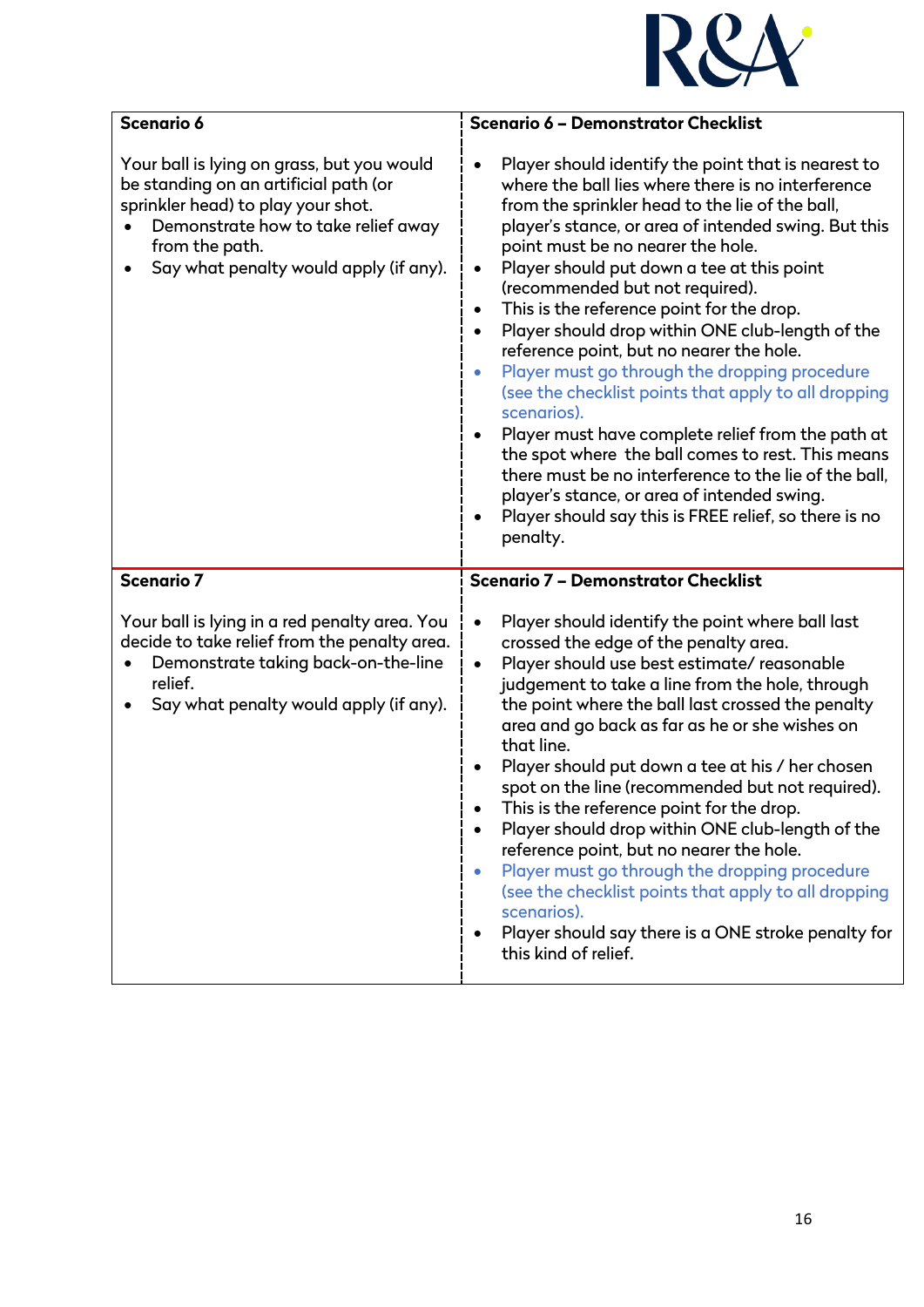| Scenario 6 | Scenario 6 – Demonstrator Checklist |
| --- | --- |
| Your ball is lying on grass, but you would be standing on an artificial path (or sprinkler head) to play your shot.<br>• Demonstrate how to take relief away from the path.<br>• Say what penalty would apply (if any). | • Player should identify the point that is nearest to where the ball lies where there is no interference from the sprinkler head to the lie of the ball, player's stance, or area of intended swing. But this point must be no nearer the hole.<br>• Player should put down a tee at this point (recommended but not required).<br>• This is the reference point for the drop.<br>• Player should drop within ONE club-length of the reference point, but no nearer the hole.<br>• Player must go through the dropping procedure (see the checklist points that apply to all dropping scenarios).<br>• Player must have complete relief from the path at the spot where the ball comes to rest. This means there must be no interference to the lie of the ball, player's stance, or area of intended swing.<br>• Player should say this is FREE relief, so there is no penalty. |
| **Scenario 7** | **Scenario 7 – Demonstrator Checklist** |
| Your ball is lying in a red penalty area. You decide to take relief from the penalty area.<br>• Demonstrate taking back-on-the-line relief.<br>• Say what penalty would apply (if any). | • Player should identify the point where ball last crossed the edge of the penalty area.<br>• Player should use best estimate/ reasonable judgement to take a line from the hole, through the point where the ball last crossed the penalty area and go back as far as he or she wishes on that line.<br>• Player should put down a tee at his / her chosen spot on the line (recommended but not required).<br>• This is the reference point for the drop.<br>• Player should drop within ONE club-length of the reference point, but no nearer the hole.<br>• Player must go through the dropping procedure (see the checklist points that apply to all dropping scenarios).<br>• Player should say there is a ONE stroke penalty for this kind of relief. |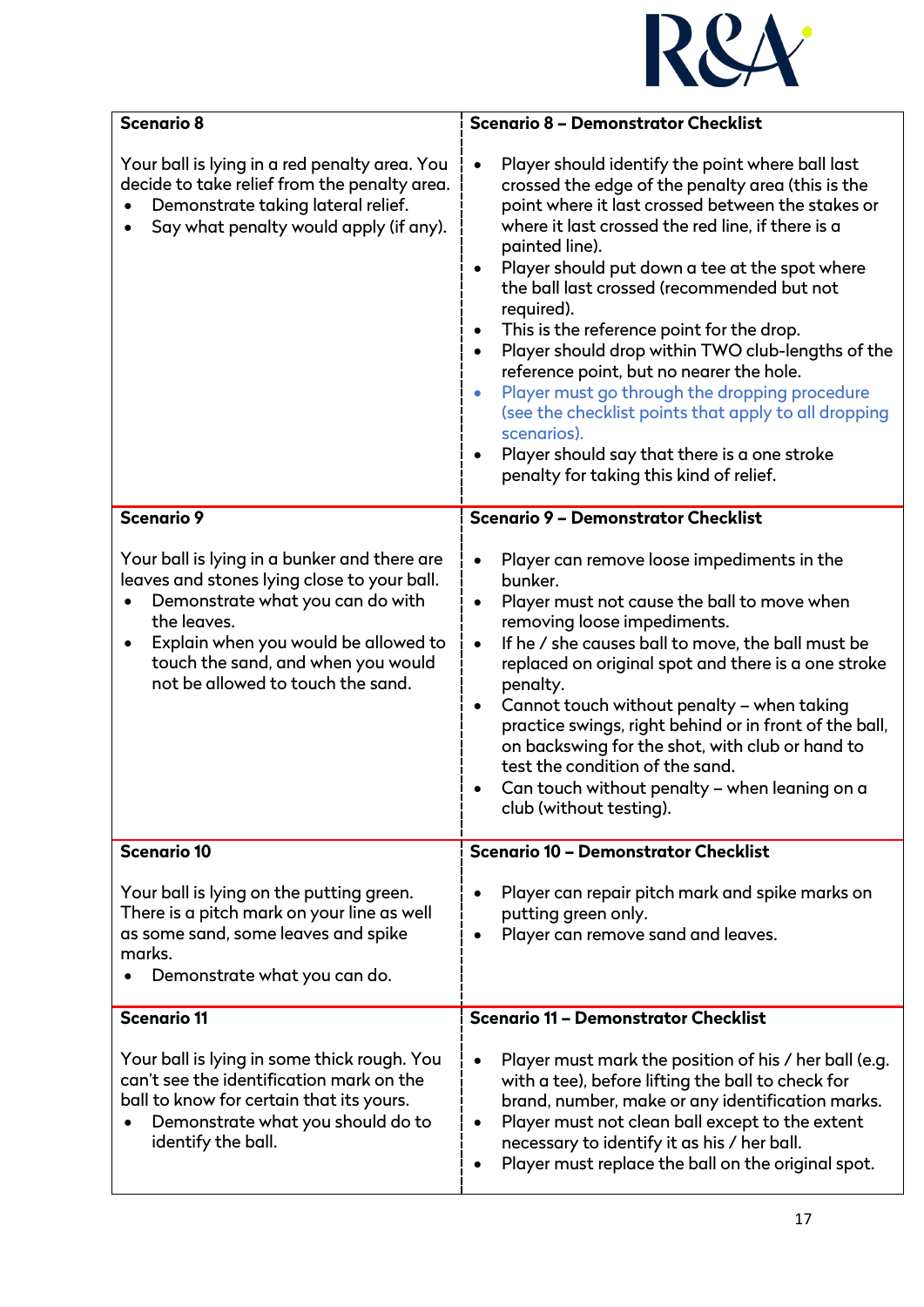| Scenario 8 | Scenario 8 – Demonstrator Checklist |
|---|---|
| Your ball is lying in a red penalty area. You decide to take relief from the penalty area.<br>• Demonstrate taking lateral relief.<br>• Say what penalty would apply (if any). | • Player should identify the point where ball last crossed the edge of the penalty area (this is the point where it last crossed between the stakes or where it last crossed the red line, if there is a painted line).<br>• Player should put down a tee at the spot where the ball last crossed (recommended but not required).<br>• This is the reference point for the drop.<br>• Player should drop within TWO club-lengths of the reference point, but no nearer the hole.<br>• Player must go through the dropping procedure (see the checklist points that apply to all dropping scenarios).<br>• Player should say that there is a one stroke penalty for taking this kind of relief. |
| **Scenario 9** | **Scenario 9 – Demonstrator Checklist** |
| Your ball is lying in a bunker and there are leaves and stones lying close to your ball.<br>• Demonstrate what you can do with the leaves.<br>• Explain when you would be allowed to touch the sand, and when you would not be allowed to touch the sand. | • Player can remove loose impediments in the bunker.<br>• Player must not cause the ball to move when removing loose impediments.<br>• If he / she causes ball to move, the ball must be replaced on original spot and there is a one stroke penalty.<br>• Cannot touch without penalty – when taking practice swings, right behind or in front of the ball, on backswing for the shot, with club or hand to test the condition of the sand.<br>• Can touch without penalty – when leaning on a club (without testing). |
| **Scenario 10** | **Scenario 10 – Demonstrator Checklist** |
| Your ball is lying on the putting green. There is a pitch mark on your line as well as some sand, some leaves and spike marks.<br>• Demonstrate what you can do. | • Player can repair pitch mark and spike marks on putting green only.<br>• Player can remove sand and leaves. |
| **Scenario 11** | **Scenario 11 – Demonstrator Checklist** |
| Your ball is lying in some thick rough. You can't see the identification mark on the ball to know for certain that its yours.<br>• Demonstrate what you should do to identify the ball. | • Player must mark the position of his / her ball (e.g. with a tee), before lifting the ball to check for brand, number, make or any identification marks.<br>• Player must not clean ball except to the extent necessary to identify it as his / her ball.<br>• Player must replace the ball on the original spot. |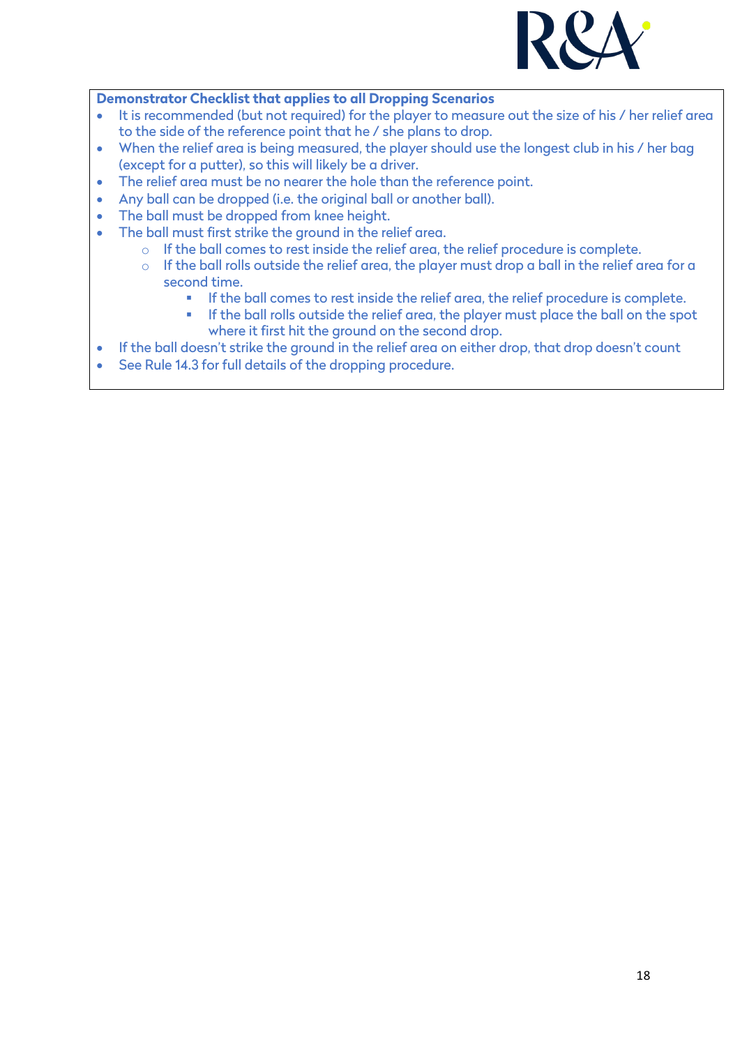**Demonstrator Checklist that applies to all Dropping Scenarios**

- It is recommended (but not required) for the player to measure out the size of his / her relief area to the side of the reference point that he / she plans to drop.
- When the relief area is being measured, the player should use the longest club in his / her bag (except for a putter), so this will likely be a driver.
- The relief area must be no nearer the hole than the reference point.
- Any ball can be dropped (i.e. the original ball or another ball).
- The ball must be dropped from knee height.
- The ball must first strike the ground in the relief area.
  - If the ball comes to rest inside the relief area, the relief procedure is complete.
  - If the ball rolls outside the relief area, the player must drop a ball in the relief area for a second time.
    - If the ball comes to rest inside the relief area, the relief procedure is complete.
    - If the ball rolls outside the relief area, the player must place the ball on the spot where it first hit the ground on the second drop.
- If the ball doesn't strike the ground in the relief area on either drop, that drop doesn't count
- See Rule 14.3 for full details of the dropping procedure.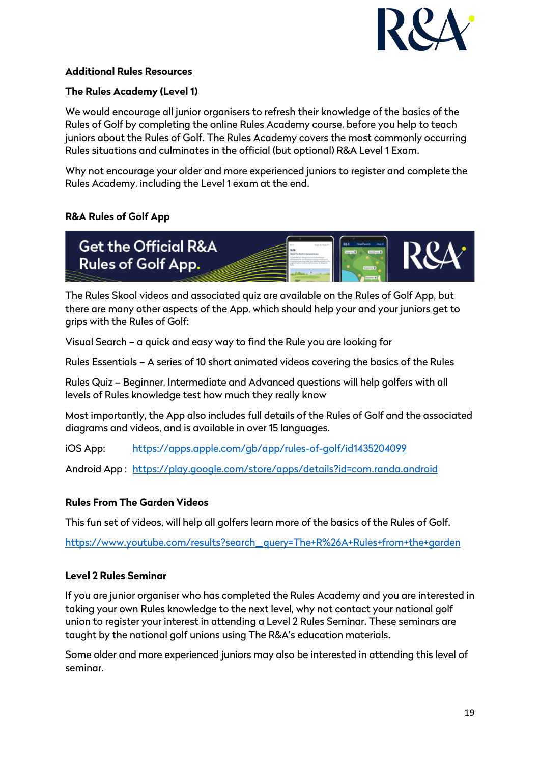## Additional Rules Resources

### The Rules Academy (Level 1)

We would encourage all junior organisers to refresh their knowledge of the basics of the Rules of Golf by completing the online Rules Academy course, before you help to teach juniors about the Rules of Golf. The Rules Academy covers the most commonly occurring Rules situations and culminates in the official (but optional) R&A Level 1 Exam.

Why not encourage your older and more experienced juniors to register and complete the Rules Academy, including the Level 1 exam at the end.

### R&A Rules of Golf App

Get the Official R&A Rules of Golf App.

The Rules Skool videos and associated quiz are available on the Rules of Golf App, but there are many other aspects of the App, which should help your and your juniors get to grips with the Rules of Golf:

Visual Search – a quick and easy way to find the Rule you are looking for

Rules Essentials – A series of 10 short animated videos covering the basics of the Rules

Rules Quiz – Beginner, Intermediate and Advanced questions will help golfers with all levels of Rules knowledge test how much they really know

Most importantly, the App also includes full details of the Rules of Golf and the associated diagrams and videos, and is available in over 15 languages.

iOS App: https://apps.apple.com/gb/app/rules-of-golf/id1435204099

Android App : https://play.google.com/store/apps/details?id=com.randa.android

### Rules From The Garden Videos

This fun set of videos, will help all golfers learn more of the basics of the Rules of Golf.

https://www.youtube.com/results?search_query=The+R%26A+Rules+from+the+garden

### Level 2 Rules Seminar

If you are junior organiser who has completed the Rules Academy and you are interested in taking your own Rules knowledge to the next level, why not contact your national golf union to register your interest in attending a Level 2 Rules Seminar. These seminars are taught by the national golf unions using The R&A's education materials.

Some older and more experienced juniors may also be interested in attending this level of seminar.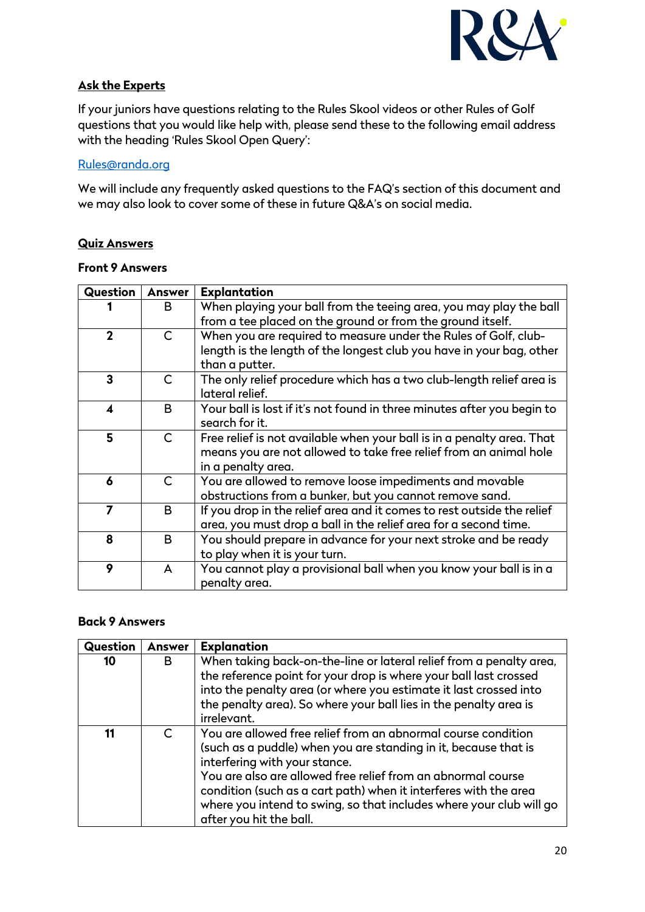## Ask the Experts

If your juniors have questions relating to the Rules Skool videos or other Rules of Golf questions that you would like help with, please send these to the following email address with the heading 'Rules Skool Open Query':

[Rules@randa.org](mailto:Rules@randa.org)

We will include any frequently asked questions to the FAQ's section of this document and we may also look to cover some of these in future Q&A's on social media.

## Quiz Answers

### Front 9 Answers

| Question | Answer | Explantation |
|---|---|---|
| **1** | B | When playing your ball from the teeing area, you may play the ball from a tee placed on the ground or from the ground itself. |
| **2** | C | When you are required to measure under the Rules of Golf, club-length is the length of the longest club you have in your bag, other than a putter. |
| **3** | C | The only relief procedure which has a two club-length relief area is lateral relief. |
| **4** | B | Your ball is lost if it's not found in three minutes after you begin to search for it. |
| **5** | C | Free relief is not available when your ball is in a penalty area. That means you are not allowed to take free relief from an animal hole in a penalty area. |
| **6** | C | You are allowed to remove loose impediments and movable obstructions from a bunker, but you cannot remove sand. |
| **7** | B | If you drop in the relief area and it comes to rest outside the relief area, you must drop a ball in the relief area for a second time. |
| **8** | B | You should prepare in advance for your next stroke and be ready to play when it is your turn. |
| **9** | A | You cannot play a provisional ball when you know your ball is in a penalty area. |

### Back 9 Answers

| Question | Answer | Explanation |
|---|---|---|
| **10** | B | When taking back-on-the-line or lateral relief from a penalty area, the reference point for your drop is where your ball last crossed into the penalty area (or where you estimate it last crossed into the penalty area). So where your ball lies in the penalty area is irrelevant. |
| **11** | C | You are allowed free relief from an abnormal course condition (such as a puddle) when you are standing in it, because that is interfering with your stance.<br>You are also are allowed free relief from an abnormal course condition (such as a cart path) when it interferes with the area where you intend to swing, so that includes where your club will go after you hit the ball. |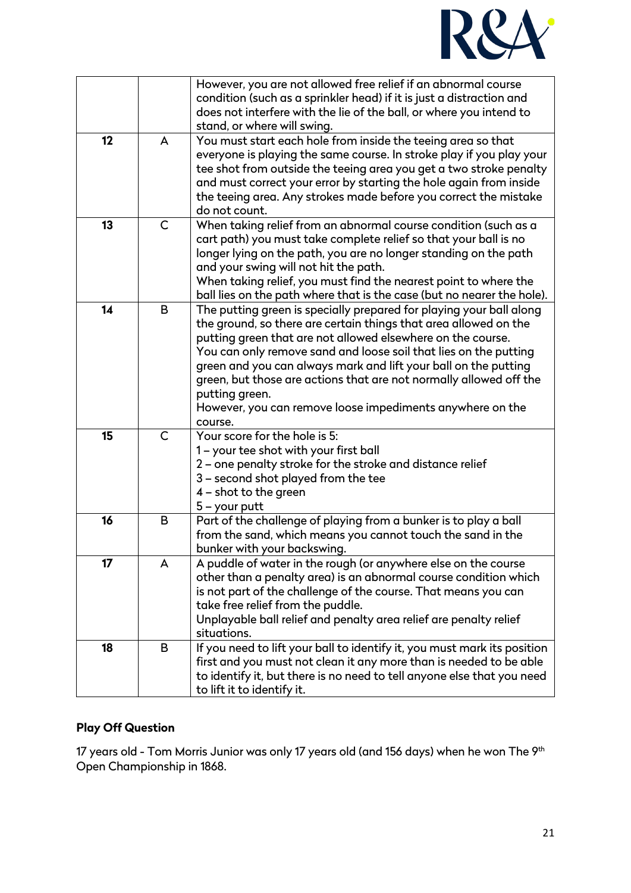| | | |
|---|---|---|
| | | However, you are not allowed free relief if an abnormal course condition (such as a sprinkler head) if it is just a distraction and does not interfere with the lie of the ball, or where you intend to stand, or where will swing. |
| **12** | A | You must start each hole from inside the teeing area so that everyone is playing the same course. In stroke play if you play your tee shot from outside the teeing area you get a two stroke penalty and must correct your error by starting the hole again from inside the teeing area. Any strokes made before you correct the mistake do not count. |
| **13** | C | When taking relief from an abnormal course condition (such as a cart path) you must take complete relief so that your ball is no longer lying on the path, you are no longer standing on the path and your swing will not hit the path.<br>When taking relief, you must find the nearest point to where the ball lies on the path where that is the case (but no nearer the hole). |
| **14** | B | The putting green is specially prepared for playing your ball along the ground, so there are certain things that area allowed on the putting green that are not allowed elsewhere on the course.<br>You can only remove sand and loose soil that lies on the putting green and you can always mark and lift your ball on the putting green, but those are actions that are not normally allowed off the putting green.<br>However, you can remove loose impediments anywhere on the course. |
| **15** | C | Your score for the hole is 5:<br>1 – your tee shot with your first ball<br>2 – one penalty stroke for the stroke and distance relief<br>3 – second shot played from the tee<br>4 – shot to the green<br>5 – your putt |
| **16** | B | Part of the challenge of playing from a bunker is to play a ball from the sand, which means you cannot touch the sand in the bunker with your backswing. |
| **17** | A | A puddle of water in the rough (or anywhere else on the course other than a penalty area) is an abnormal course condition which is not part of the challenge of the course. That means you can take free relief from the puddle.<br>Unplayable ball relief and penalty area relief are penalty relief situations. |
| **18** | B | If you need to lift your ball to identify it, you must mark its position first and you must not clean it any more than is needed to be able to identify it, but there is no need to tell anyone else that you need to lift it to identify it. |

**Play Off Question**

17 years old - Tom Morris Junior was only 17 years old (and 156 days) when he won The 9th Open Championship in 1868.